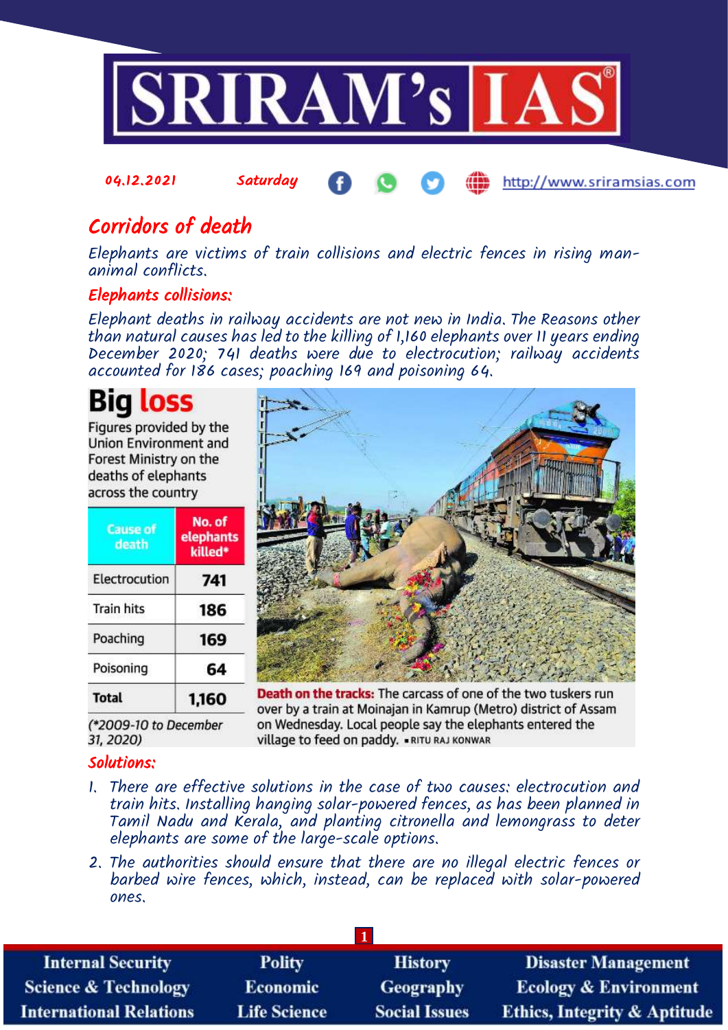04.12.2021 Saturday http://www.sriramsias.com

# Corridors of death

*Elephants are victims of train collisions and electric fences in rising man-animal conflicts.*

## Elephants collisions:

Elephant deaths in railway accidents are not new in India. The Reasons other than natural causes has led to the killing of 1,160 elephants over 11 years ending December 2020; 741 deaths were due to electrocution; railway accidents accounted for 186 cases; poaching 169 and poisoning 64.

### Big loss

Figures provided by the Union Environment and Forest Ministry on the deaths of elephants across the country

| Cause of death | No. of elephants killed* |
|---|---|
| Electrocution | 741 |
| Train hits | 186 |
| Poaching | 169 |
| Poisoning | 64 |
| **Total** | **1,160** |

(*2009-10 to December 31, 2020)

**Death on the tracks:** The carcass of one of the two tuskers run over by a train at Moinajan in Kamrup (Metro) district of Assam on Wednesday. Local people say the elephants entered the village to feed on paddy. ▪ RITU RAJ KONWAR

## Solutions:

1. There are effective solutions in the case of two causes: electrocution and train hits. Installing hanging solar-powered fences, as has been planned in Tamil Nadu and Kerala, and planting citronella and lemongrass to deter elephants are some of the large-scale options.
2. The authorities should ensure that there are no illegal electric fences or barbed wire fences, which, instead, can be replaced with solar-powered ones.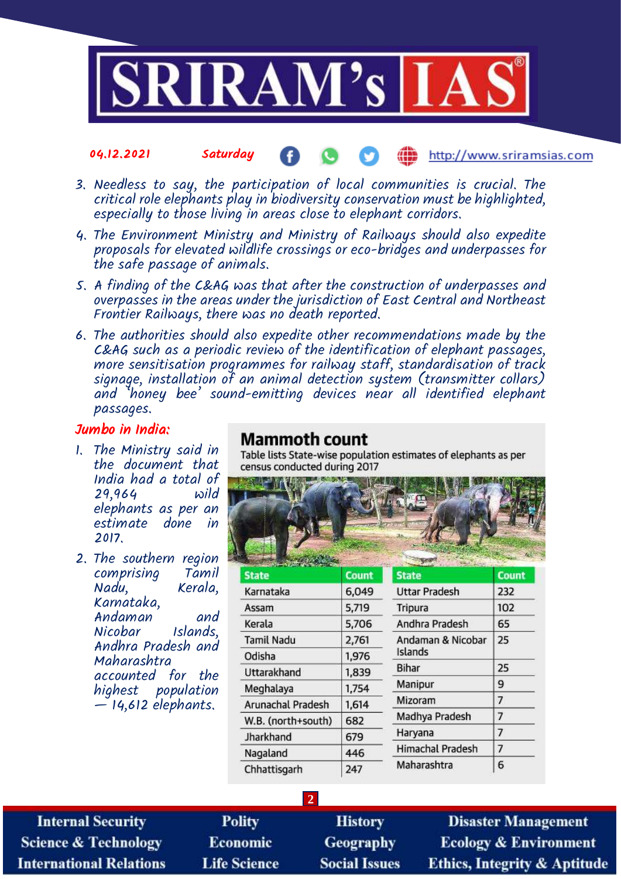3. Needless to say, the participation of local communities is crucial. The critical role elephants play in biodiversity conservation must be highlighted, especially to those living in areas close to elephant corridors.
4. The Environment Ministry and Ministry of Railways should also expedite proposals for elevated wildlife crossings or eco-bridges and underpasses for the safe passage of animals.
5. A finding of the C&AG was that after the construction of underpasses and overpasses in the areas under the jurisdiction of East Central and Northeast Frontier Railways, there was no death reported.
6. The authorities should also expedite other recommendations made by the C&AG such as a periodic review of the identification of elephant passages, more sensitisation programmes for railway staff, standardisation of track signage, installation of an animal detection system (transmitter collars) and 'honey bee' sound-emitting devices near all identified elephant passages.

## Jumbo in India:

1. The Ministry said in the document that India had a total of 29,964 wild elephants as per an estimate done in 2017.
2. The southern region comprising Tamil Nadu, Kerala, Karnataka, Andaman and Nicobar Islands, Andhra Pradesh and Maharashtra accounted for the highest population — 14,612 elephants.

### Mammoth count

Table lists State-wise population estimates of elephants as per census conducted during 2017

| State | Count | State | Count |
|---|---|---|---|
| Karnataka | 6,049 | Uttar Pradesh | 232 |
| Assam | 5,719 | Tripura | 102 |
| Kerala | 5,706 | Andhra Pradesh | 65 |
| Tamil Nadu | 2,761 | Andaman & Nicobar Islands | 25 |
| Odisha | 1,976 | Bihar | 25 |
| Uttarakhand | 1,839 | Manipur | 9 |
| Meghalaya | 1,754 | Mizoram | 7 |
| Arunachal Pradesh | 1,614 | Madhya Pradesh | 7 |
| W.B. (north+south) | 682 | Haryana | 7 |
| Jharkhand | 679 | Himachal Pradesh | 7 |
| Nagaland | 446 | Maharashtra | 6 |
| Chhattisgarh | 247 | | |